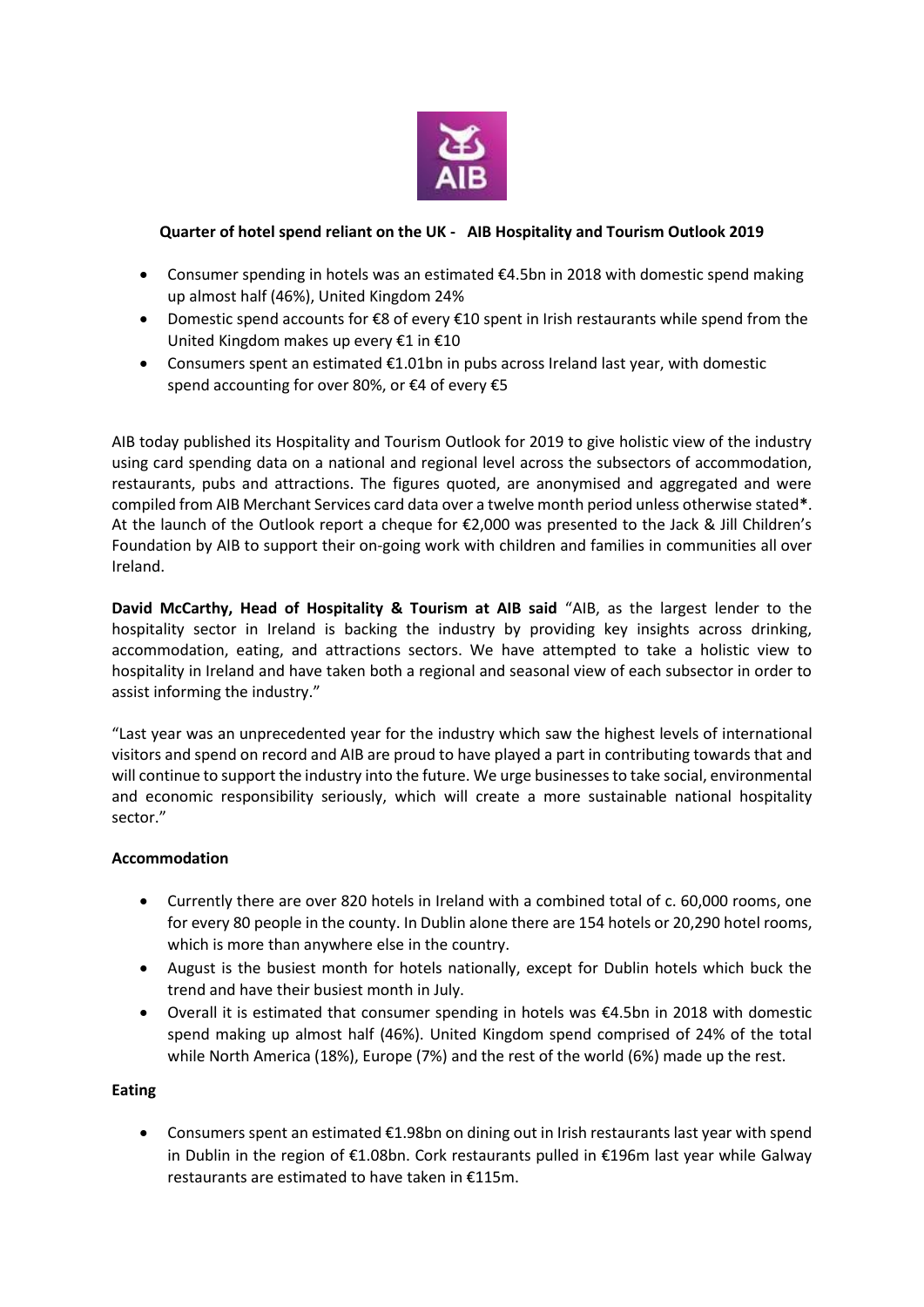**Quarter of hotel spend reliant on the UK - AIB Hospitality and Tourism Outlook 2019**

- Consumer spending in hotels was an estimated €4.5bn in 2018 with domestic spend making up almost half (46%), United Kingdom 24%
- Domestic spend accounts for €8 of every €10 spent in Irish restaurants while spend from the United Kingdom makes up every €1 in €10
- Consumers spent an estimated €1.01bn in pubs across Ireland last year, with domestic spend accounting for over 80%, or €4 of every €5

AIB today published its Hospitality and Tourism Outlook for 2019 to give holistic view of the industry using card spending data on a national and regional level across the subsectors of accommodation, restaurants, pubs and attractions. The figures quoted, are anonymised and aggregated and were compiled from AIB Merchant Services card data over a twelve month period unless otherwise stated**\***. At the launch of the Outlook report a cheque for €2,000 was presented to the Jack & Jill Children's Foundation by AIB to support their on-going work with children and families in communities all over Ireland.

**David McCarthy, Head of Hospitality & Tourism at AIB said** "AIB, as the largest lender to the hospitality sector in Ireland is backing the industry by providing key insights across drinking, accommodation, eating, and attractions sectors. We have attempted to take a holistic view to hospitality in Ireland and have taken both a regional and seasonal view of each subsector in order to assist informing the industry."

"Last year was an unprecedented year for the industry which saw the highest levels of international visitors and spend on record and AIB are proud to have played a part in contributing towards that and will continue to support the industry into the future. We urge businesses to take social, environmental and economic responsibility seriously, which will create a more sustainable national hospitality sector."

**Accommodation**

- Currently there are over 820 hotels in Ireland with a combined total of c. 60,000 rooms, one for every 80 people in the county. In Dublin alone there are 154 hotels or 20,290 hotel rooms, which is more than anywhere else in the country.
- August is the busiest month for hotels nationally, except for Dublin hotels which buck the trend and have their busiest month in July.
- Overall it is estimated that consumer spending in hotels was €4.5bn in 2018 with domestic spend making up almost half (46%). United Kingdom spend comprised of 24% of the total while North America (18%), Europe (7%) and the rest of the world (6%) made up the rest.

**Eating**

- Consumers spent an estimated €1.98bn on dining out in Irish restaurants last year with spend in Dublin in the region of €1.08bn. Cork restaurants pulled in €196m last year while Galway restaurants are estimated to have taken in €115m.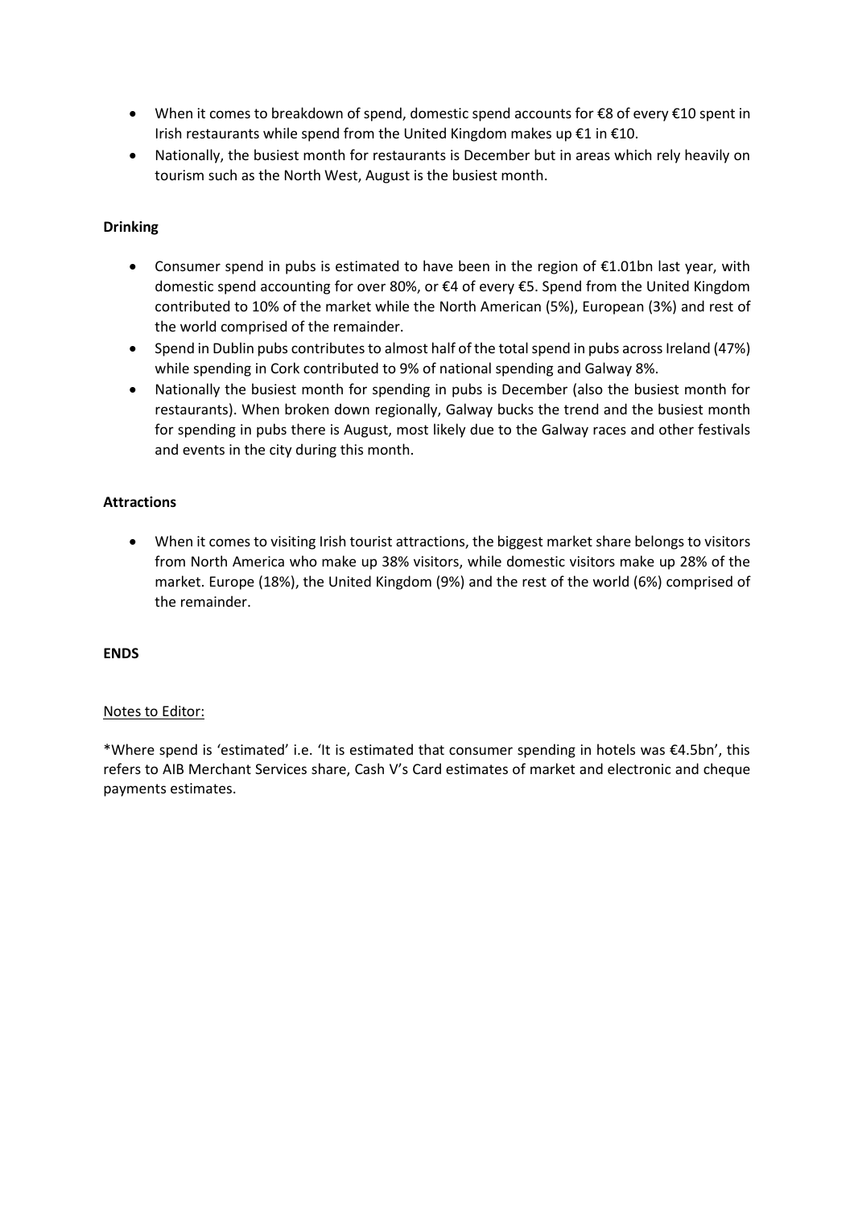- When it comes to breakdown of spend, domestic spend accounts for €8 of every €10 spent in Irish restaurants while spend from the United Kingdom makes up €1 in €10.
- Nationally, the busiest month for restaurants is December but in areas which rely heavily on tourism such as the North West, August is the busiest month.

**Drinking**

- Consumer spend in pubs is estimated to have been in the region of €1.01bn last year, with domestic spend accounting for over 80%, or €4 of every €5. Spend from the United Kingdom contributed to 10% of the market while the North American (5%), European (3%) and rest of the world comprised of the remainder.
- Spend in Dublin pubs contributes to almost half of the total spend in pubs across Ireland (47%) while spending in Cork contributed to 9% of national spending and Galway 8%.
- Nationally the busiest month for spending in pubs is December (also the busiest month for restaurants). When broken down regionally, Galway bucks the trend and the busiest month for spending in pubs there is August, most likely due to the Galway races and other festivals and events in the city during this month.

**Attractions**

- When it comes to visiting Irish tourist attractions, the biggest market share belongs to visitors from North America who make up 38% visitors, while domestic visitors make up 28% of the market. Europe (18%), the United Kingdom (9%) and the rest of the world (6%) comprised of the remainder.

**ENDS**

Notes to Editor:

*Where spend is 'estimated' i.e. 'It is estimated that consumer spending in hotels was €4.5bn', this refers to AIB Merchant Services share, Cash V's Card estimates of market and electronic and cheque payments estimates.